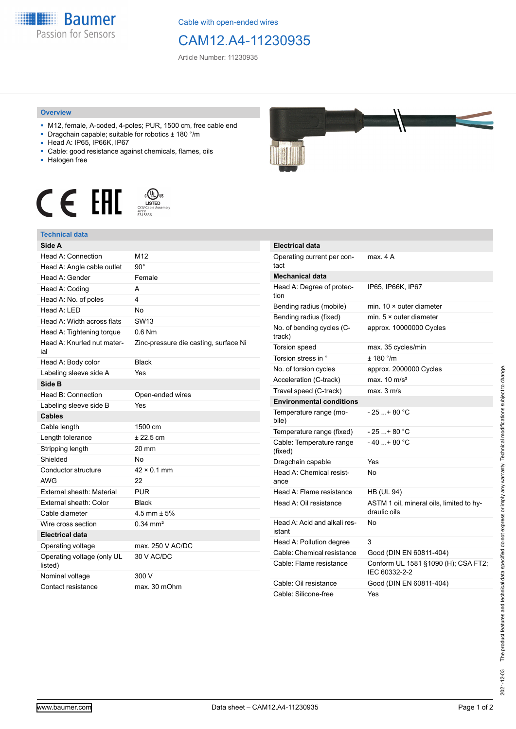Cable with open-ended wires

# CAM12.A4-11230935

Article Number: 11230935

## Overview

- M12, female, A-coded, 4-poles; PUR, 1500 cm, free cable end
- Dragchain capable; suitable for robotics ± 180 °/m
- Head A: IP65, IP66K, IP67
- Cable: good resistance against chemicals, flames, oils
- Halogen free

LISTED
CYJV Cable Assembly
47YV
E315836

## Technical data

| **Side A** | |
|---|---|
| Head A: Connection | M12 |
| Head A: Angle cable outlet | 90° |
| Head A: Gender | Female |
| Head A: Coding | A |
| Head A: No. of poles | 4 |
| Head A: LED | No |
| Head A: Width across flats | SW13 |
| Head A: Tightening torque | 0.6 Nm |
| Head A: Knurled nut material | Zinc-pressure die casting, surface Ni |
| Head A: Body color | Black |
| Labeling sleeve side A | Yes |
| **Side B** | |
| Head B: Connection | Open-ended wires |
| Labeling sleeve side B | Yes |
| **Cables** | |
| Cable length | 1500 cm |
| Length tolerance | ± 22.5 cm |
| Stripping length | 20 mm |
| Shielded | No |
| Conductor structure | 42 × 0.1 mm |
| AWG | 22 |
| External sheath: Material | PUR |
| External sheath: Color | Black |
| Cable diameter | 4.5 mm ± 5% |
| Wire cross section | 0.34 mm² |
| **Electrical data** | |
| Operating voltage | max. 250 V AC/DC |
| Operating voltage (only UL listed) | 30 V AC/DC |
| Nominal voltage | 300 V |
| Contact resistance | max. 30 mOhm |

| **Electrical data** | |
|---|---|
| Operating current per contact | max. 4 A |
| **Mechanical data** | |
| Head A: Degree of protection | IP65, IP66K, IP67 |
| Bending radius (mobile) | min. 10 × outer diameter |
| Bending radius (fixed) | min. 5 × outer diameter |
| No. of bending cycles (C-track) | approx. 10000000 Cycles |
| Torsion speed | max. 35 cycles/min |
| Torsion stress in ° | ± 180 °/m |
| No. of torsion cycles | approx. 2000000 Cycles |
| Acceleration (C-track) | max. 10 m/s² |
| Travel speed (C-track) | max. 3 m/s |
| **Environmental conditions** | |
| Temperature range (mobile) | - 25 ...+ 80 °C |
| Temperature range (fixed) | - 25 ...+ 80 °C |
| Cable: Temperature range (fixed) | - 40 ...+ 80 °C |
| Dragchain capable | Yes |
| Head A: Chemical resistance | No |
| Head A: Flame resistance | HB (UL 94) |
| Head A: Oil resistance | ASTM 1 oil, mineral oils, limited to hydraulic oils |
| Head A: Acid and alkali resistant | No |
| Head A: Pollution degree | 3 |
| Cable: Chemical resistance | Good (DIN EN 60811-404) |
| Cable: Flame resistance | Conform UL 1581 §1090 (H); CSA FT2; IEC 60332-2-2 |
| Cable: Oil resistance | Good (DIN EN 60811-404) |
| Cable: Silicone-free | Yes |

2021-12-03 The product features and technical data specified do not express or imply any warranty. Technical modifications subject to change.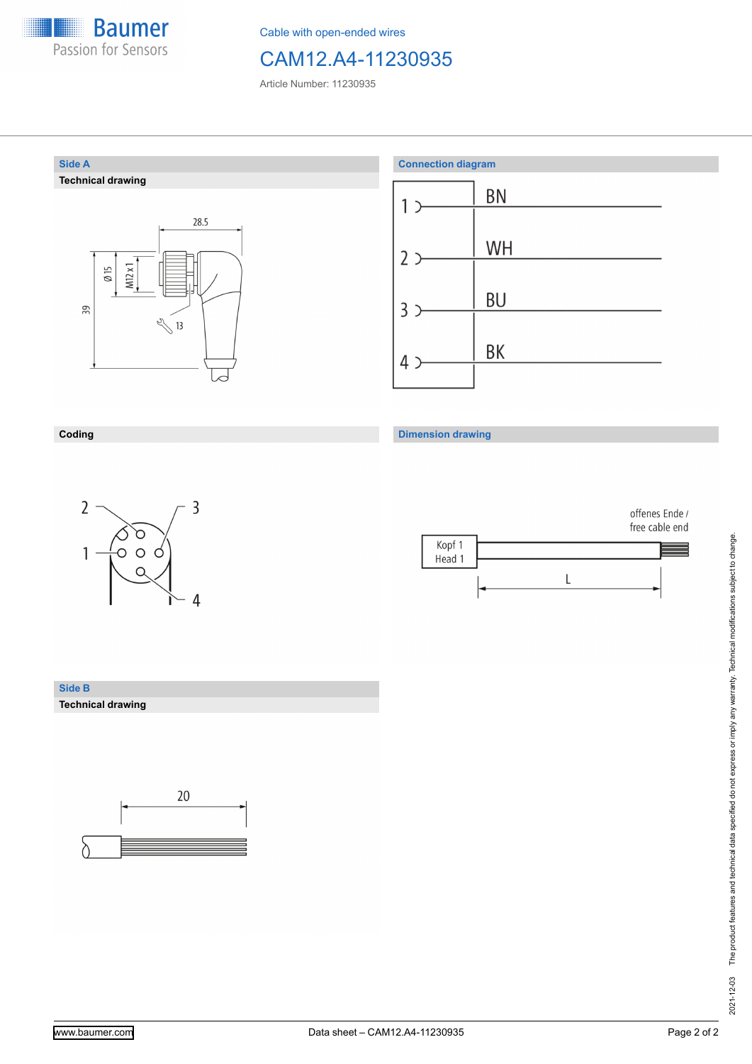Cable with open-ended wires

# CAM12.A4-11230935

Article Number: 11230935

## Side A

### Technical drawing

28.5

Ø 15

M12 x 1

39

13

## Connection diagram

1 BN

2 WH

3 BU

4 BK

## Coding

2

3

1

4

## Dimension drawing

offenes Ende / free cable end

Kopf 1 Head 1

L

## Side B

### Technical drawing

20

The product features and technical data specified do not express or imply any warranty. Technical modifications subject to change.

2021-12-03

www.baumer.com

Data sheet – CAM12.A4-11230935